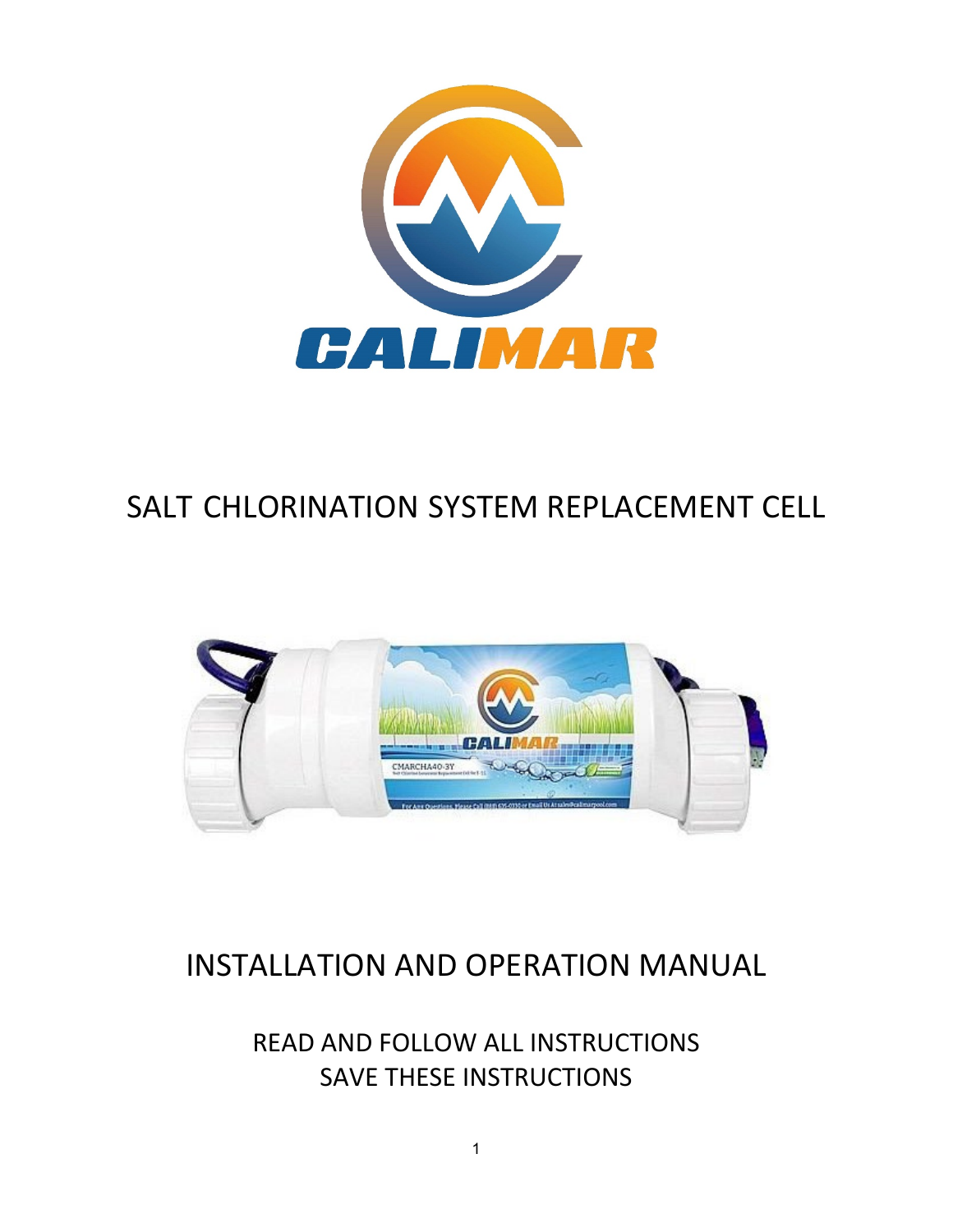CALIMAR

# SALT CHLORINATION SYSTEM REPLACEMENT CELL

# INSTALLATION AND OPERATION MANUAL

READ AND FOLLOW ALL INSTRUCTIONS

SAVE THESE INSTRUCTIONS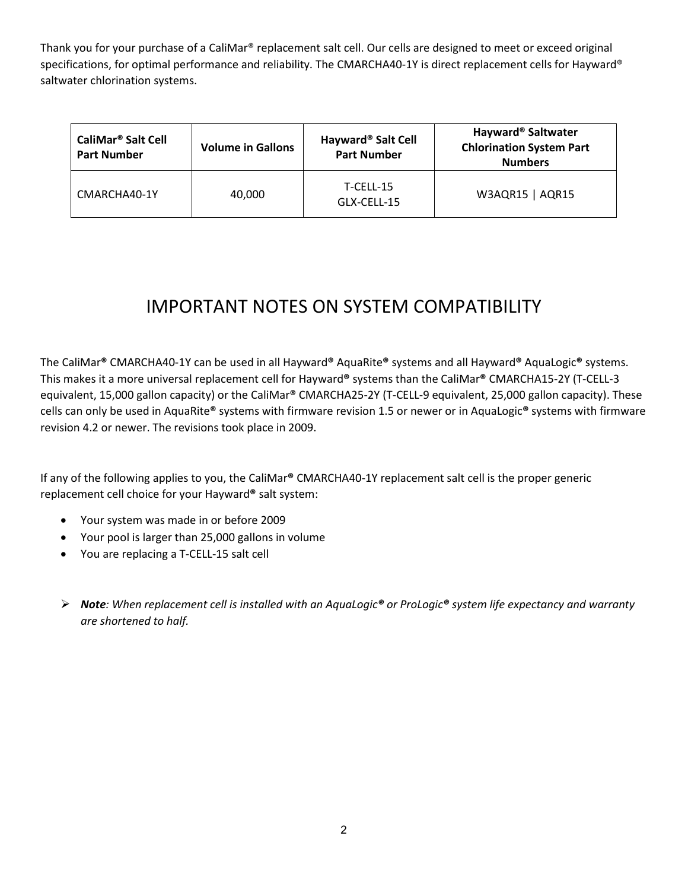Thank you for your purchase of a CaliMar® replacement salt cell. Our cells are designed to meet or exceed original specifications, for optimal performance and reliability. The CMARCHA40-1Y is direct replacement cells for Hayward® saltwater chlorination systems.

| CaliMar® Salt Cell Part Number | Volume in Gallons | Hayward® Salt Cell Part Number | Hayward® Saltwater Chlorination System Part Numbers |
|---|---|---|---|
| CMARCHA40-1Y | 40,000 | T-CELL-15<br>GLX-CELL-15 | W3AQR15 \| AQR15 |

# IMPORTANT NOTES ON SYSTEM COMPATIBILITY

The CaliMar® CMARCHA40-1Y can be used in all Hayward® AquaRite® systems and all Hayward® AquaLogic® systems. This makes it a more universal replacement cell for Hayward® systems than the CaliMar® CMARCHA15-2Y (T-CELL-3 equivalent, 15,000 gallon capacity) or the CaliMar® CMARCHA25-2Y (T-CELL-9 equivalent, 25,000 gallon capacity). These cells can only be used in AquaRite® systems with firmware revision 1.5 or newer or in AquaLogic® systems with firmware revision 4.2 or newer. The revisions took place in 2009.

If any of the following applies to you, the CaliMar® CMARCHA40-1Y replacement salt cell is the proper generic replacement cell choice for your Hayward® salt system:

- Your system was made in or before 2009
- Your pool is larger than 25,000 gallons in volume
- You are replacing a T-CELL-15 salt cell

> ***Note****: When replacement cell is installed with an AquaLogic® or ProLogic® system life expectancy and warranty are shortened to half.*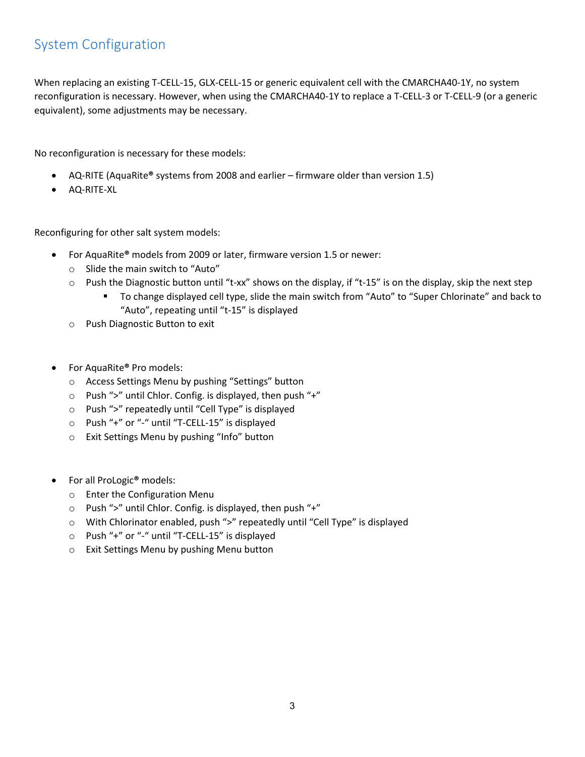# System Configuration

When replacing an existing T-CELL-15, GLX-CELL-15 or generic equivalent cell with the CMARCHA40-1Y, no system reconfiguration is necessary. However, when using the CMARCHA40-1Y to replace a T-CELL-3 or T-CELL-9 (or a generic equivalent), some adjustments may be necessary.

No reconfiguration is necessary for these models:

- AQ-RITE (AquaRite® systems from 2008 and earlier – firmware older than version 1.5)
- AQ-RITE-XL

Reconfiguring for other salt system models:

- For AquaRite® models from 2009 or later, firmware version 1.5 or newer:
  - Slide the main switch to “Auto”
  - Push the Diagnostic button until “t-xx” shows on the display, if “t-15” is on the display, skip the next step
    - To change displayed cell type, slide the main switch from “Auto” to “Super Chlorinate” and back to “Auto”, repeating until “t-15” is displayed
  - Push Diagnostic Button to exit

- For AquaRite® Pro models:
  - Access Settings Menu by pushing “Settings” button
  - Push “>” until Chlor. Config. is displayed, then push “+”
  - Push “>” repeatedly until “Cell Type” is displayed
  - Push “+” or “-“ until “T-CELL-15” is displayed
  - Exit Settings Menu by pushing “Info” button

- For all ProLogic® models:
  - Enter the Configuration Menu
  - Push “>” until Chlor. Config. is displayed, then push “+”
  - With Chlorinator enabled, push “>” repeatedly until “Cell Type” is displayed
  - Push “+” or “-“ until “T-CELL-15” is displayed
  - Exit Settings Menu by pushing Menu button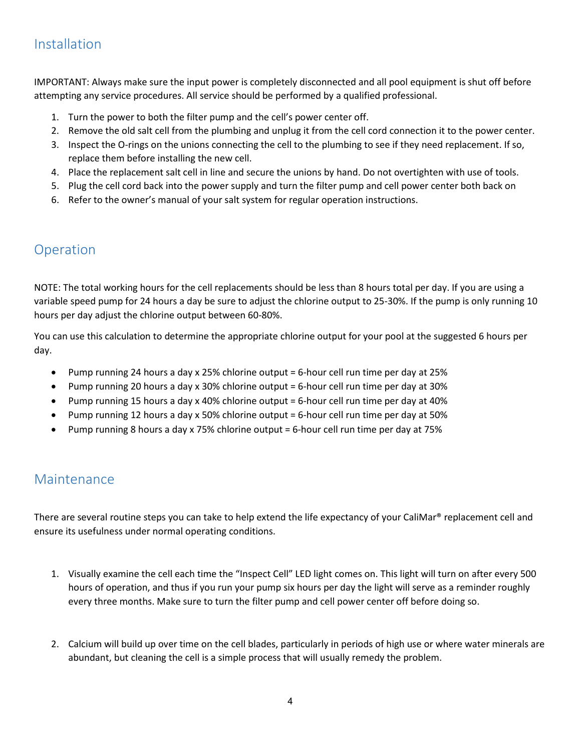## Installation

IMPORTANT: Always make sure the input power is completely disconnected and all pool equipment is shut off before attempting any service procedures. All service should be performed by a qualified professional.

1. Turn the power to both the filter pump and the cell's power center off.
2. Remove the old salt cell from the plumbing and unplug it from the cell cord connection it to the power center.
3. Inspect the O-rings on the unions connecting the cell to the plumbing to see if they need replacement. If so, replace them before installing the new cell.
4. Place the replacement salt cell in line and secure the unions by hand. Do not overtighten with use of tools.
5. Plug the cell cord back into the power supply and turn the filter pump and cell power center both back on
6. Refer to the owner's manual of your salt system for regular operation instructions.

## Operation

NOTE: The total working hours for the cell replacements should be less than 8 hours total per day. If you are using a variable speed pump for 24 hours a day be sure to adjust the chlorine output to 25-30%. If the pump is only running 10 hours per day adjust the chlorine output between 60-80%.

You can use this calculation to determine the appropriate chlorine output for your pool at the suggested 6 hours per day.

- Pump running 24 hours a day x 25% chlorine output = 6-hour cell run time per day at 25%
- Pump running 20 hours a day x 30% chlorine output = 6-hour cell run time per day at 30%
- Pump running 15 hours a day x 40% chlorine output = 6-hour cell run time per day at 40%
- Pump running 12 hours a day x 50% chlorine output = 6-hour cell run time per day at 50%
- Pump running 8 hours a day x 75% chlorine output = 6-hour cell run time per day at 75%

## Maintenance

There are several routine steps you can take to help extend the life expectancy of your CaliMar® replacement cell and ensure its usefulness under normal operating conditions.

1. Visually examine the cell each time the "Inspect Cell" LED light comes on. This light will turn on after every 500 hours of operation, and thus if you run your pump six hours per day the light will serve as a reminder roughly every three months. Make sure to turn the filter pump and cell power center off before doing so.

2. Calcium will build up over time on the cell blades, particularly in periods of high use or where water minerals are abundant, but cleaning the cell is a simple process that will usually remedy the problem.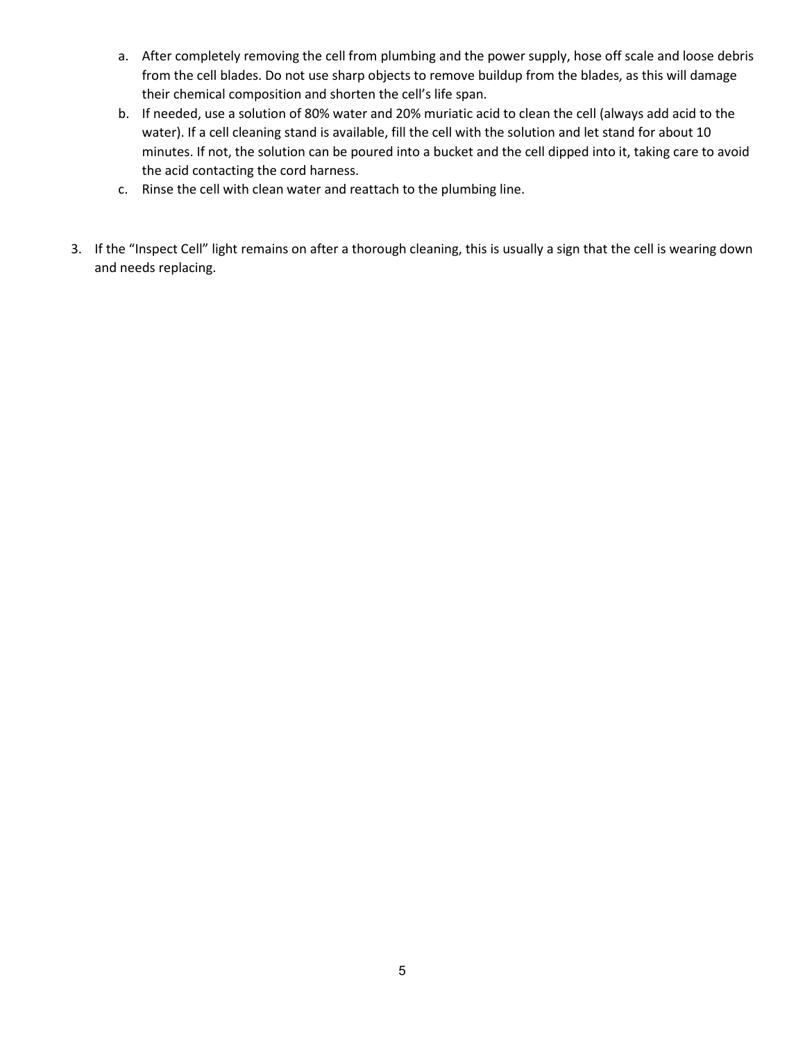a. After completely removing the cell from plumbing and the power supply, hose off scale and loose debris from the cell blades. Do not use sharp objects to remove buildup from the blades, as this will damage their chemical composition and shorten the cell's life span.
b. If needed, use a solution of 80% water and 20% muriatic acid to clean the cell (always add acid to the water). If a cell cleaning stand is available, fill the cell with the solution and let stand for about 10 minutes. If not, the solution can be poured into a bucket and the cell dipped into it, taking care to avoid the acid contacting the cord harness.
c. Rinse the cell with clean water and reattach to the plumbing line.

3. If the "Inspect Cell" light remains on after a thorough cleaning, this is usually a sign that the cell is wearing down and needs replacing.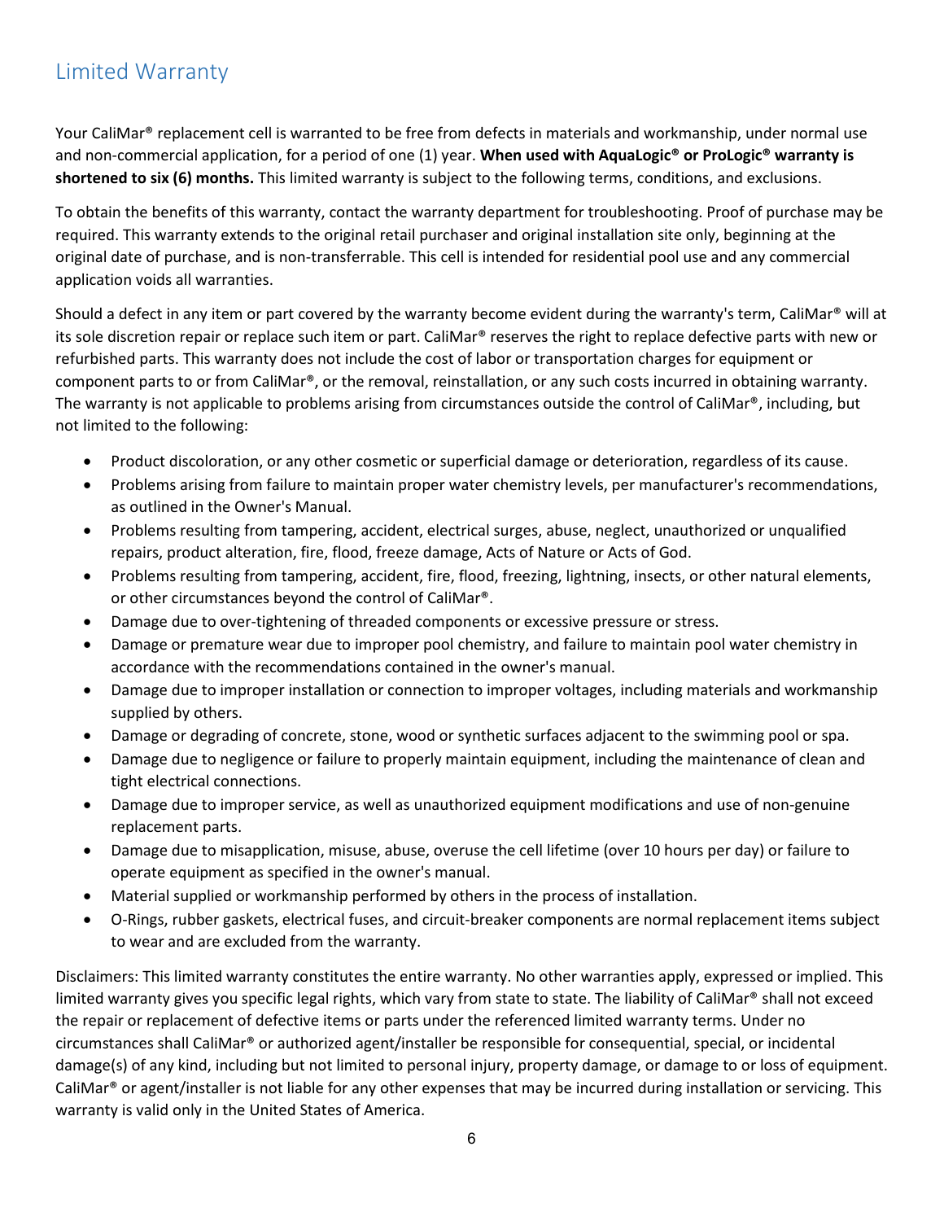## Limited Warranty

Your CaliMar® replacement cell is warranted to be free from defects in materials and workmanship, under normal use and non-commercial application, for a period of one (1) year. **When used with AquaLogic® or ProLogic® warranty is shortened to six (6) months.** This limited warranty is subject to the following terms, conditions, and exclusions.

To obtain the benefits of this warranty, contact the warranty department for troubleshooting. Proof of purchase may be required. This warranty extends to the original retail purchaser and original installation site only, beginning at the original date of purchase, and is non-transferrable. This cell is intended for residential pool use and any commercial application voids all warranties.

Should a defect in any item or part covered by the warranty become evident during the warranty's term, CaliMar® will at its sole discretion repair or replace such item or part. CaliMar® reserves the right to replace defective parts with new or refurbished parts. This warranty does not include the cost of labor or transportation charges for equipment or component parts to or from CaliMar®, or the removal, reinstallation, or any such costs incurred in obtaining warranty. The warranty is not applicable to problems arising from circumstances outside the control of CaliMar®, including, but not limited to the following:

- Product discoloration, or any other cosmetic or superficial damage or deterioration, regardless of its cause.
- Problems arising from failure to maintain proper water chemistry levels, per manufacturer's recommendations, as outlined in the Owner's Manual.
- Problems resulting from tampering, accident, electrical surges, abuse, neglect, unauthorized or unqualified repairs, product alteration, fire, flood, freeze damage, Acts of Nature or Acts of God.
- Problems resulting from tampering, accident, fire, flood, freezing, lightning, insects, or other natural elements, or other circumstances beyond the control of CaliMar®.
- Damage due to over-tightening of threaded components or excessive pressure or stress.
- Damage or premature wear due to improper pool chemistry, and failure to maintain pool water chemistry in accordance with the recommendations contained in the owner's manual.
- Damage due to improper installation or connection to improper voltages, including materials and workmanship supplied by others.
- Damage or degrading of concrete, stone, wood or synthetic surfaces adjacent to the swimming pool or spa.
- Damage due to negligence or failure to properly maintain equipment, including the maintenance of clean and tight electrical connections.
- Damage due to improper service, as well as unauthorized equipment modifications and use of non-genuine replacement parts.
- Damage due to misapplication, misuse, abuse, overuse the cell lifetime (over 10 hours per day) or failure to operate equipment as specified in the owner's manual.
- Material supplied or workmanship performed by others in the process of installation.
- O-Rings, rubber gaskets, electrical fuses, and circuit-breaker components are normal replacement items subject to wear and are excluded from the warranty.

Disclaimers: This limited warranty constitutes the entire warranty. No other warranties apply, expressed or implied. This limited warranty gives you specific legal rights, which vary from state to state. The liability of CaliMar® shall not exceed the repair or replacement of defective items or parts under the referenced limited warranty terms. Under no circumstances shall CaliMar® or authorized agent/installer be responsible for consequential, special, or incidental damage(s) of any kind, including but not limited to personal injury, property damage, or damage to or loss of equipment. CaliMar® or agent/installer is not liable for any other expenses that may be incurred during installation or servicing. This warranty is valid only in the United States of America.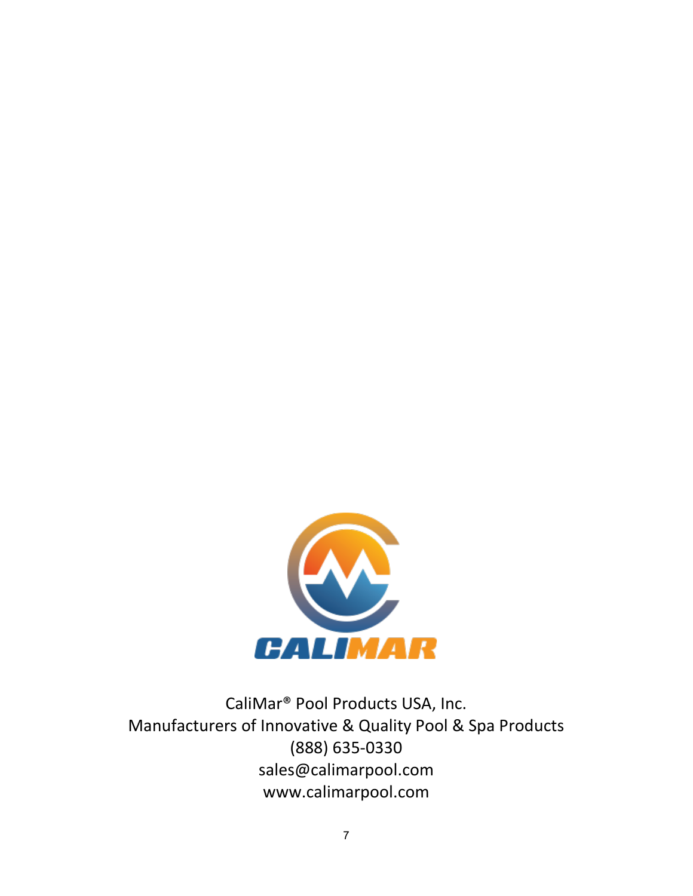CALIMAR

CaliMar® Pool Products USA, Inc.
Manufacturers of Innovative & Quality Pool & Spa Products
(888) 635-0330
sales@calimarpool.com
www.calimarpool.com